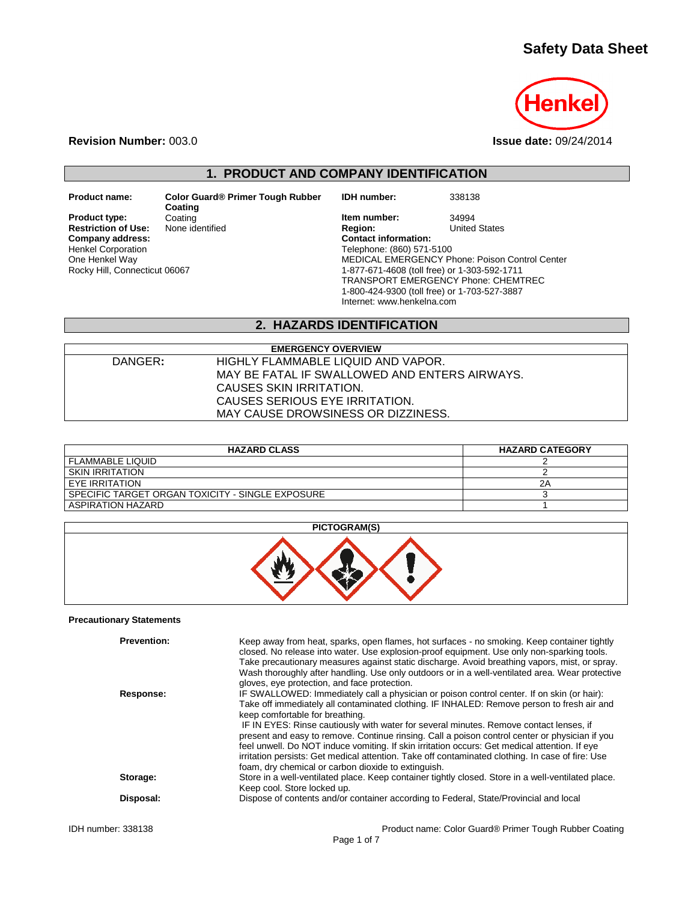# Safety Data Sheet

**Revision Number:** 003.0

**Issue date:** 09/24/2014

## 1. PRODUCT AND COMPANY IDENTIFICATION

**Product name:** Color Guard® Primer Tough Rubber Coating

**Product type:** Coating

**Restriction of Use:** None identified

**Company address:**
Henkel Corporation
One Henkel Way
Rocky Hill, Connecticut 06067

**IDH number:** 338138

**Item number:** 34994

**Region:** United States

**Contact information:**
Telephone: (860) 571-5100
MEDICAL EMERGENCY Phone: Poison Control Center
1-877-671-4608 (toll free) or 1-303-592-1711
TRANSPORT EMERGENCY Phone: CHEMTREC
1-800-424-9300 (toll free) or 1-703-527-3887
Internet: www.henkelna.com

## 2. HAZARDS IDENTIFICATION

| EMERGENCY OVERVIEW | |
|---|---|
| DANGER: | HIGHLY FLAMMABLE LIQUID AND VAPOR.<br>MAY BE FATAL IF SWALLOWED AND ENTERS AIRWAYS.<br>CAUSES SKIN IRRITATION.<br>CAUSES SERIOUS EYE IRRITATION.<br>MAY CAUSE DROWSINESS OR DIZZINESS. |

| HAZARD CLASS | HAZARD CATEGORY |
|---|---|
| FLAMMABLE LIQUID | 2 |
| SKIN IRRITATION | 2 |
| EYE IRRITATION | 2A |
| SPECIFIC TARGET ORGAN TOXICITY - SINGLE EXPOSURE | 3 |
| ASPIRATION HAZARD | 1 |

**PICTOGRAM(S)**

**Precautionary Statements**

**Prevention:** Keep away from heat, sparks, open flames, hot surfaces - no smoking. Keep container tightly closed. No release into water. Use explosion-proof equipment. Use only non-sparking tools. Take precautionary measures against static discharge. Avoid breathing vapors, mist, or spray. Wash thoroughly after handling. Use only outdoors or in a well-ventilated area. Wear protective gloves, eye protection, and face protection.

**Response:** IF SWALLOWED: Immediately call a physician or poison control center. If on skin (or hair): Take off immediately all contaminated clothing. IF INHALED: Remove person to fresh air and keep comfortable for breathing.
IF IN EYES: Rinse cautiously with water for several minutes. Remove contact lenses, if present and easy to remove. Continue rinsing. Call a poison control center or physician if you feel unwell. Do NOT induce vomiting. If skin irritation occurs: Get medical attention. If eye irritation persists: Get medical attention. Take off contaminated clothing. In case of fire: Use foam, dry chemical or carbon dioxide to extinguish.

**Storage:** Store in a well-ventilated place. Keep container tightly closed. Store in a well-ventilated place. Keep cool. Store locked up.

**Disposal:** Dispose of contents and/or container according to Federal, State/Provincial and local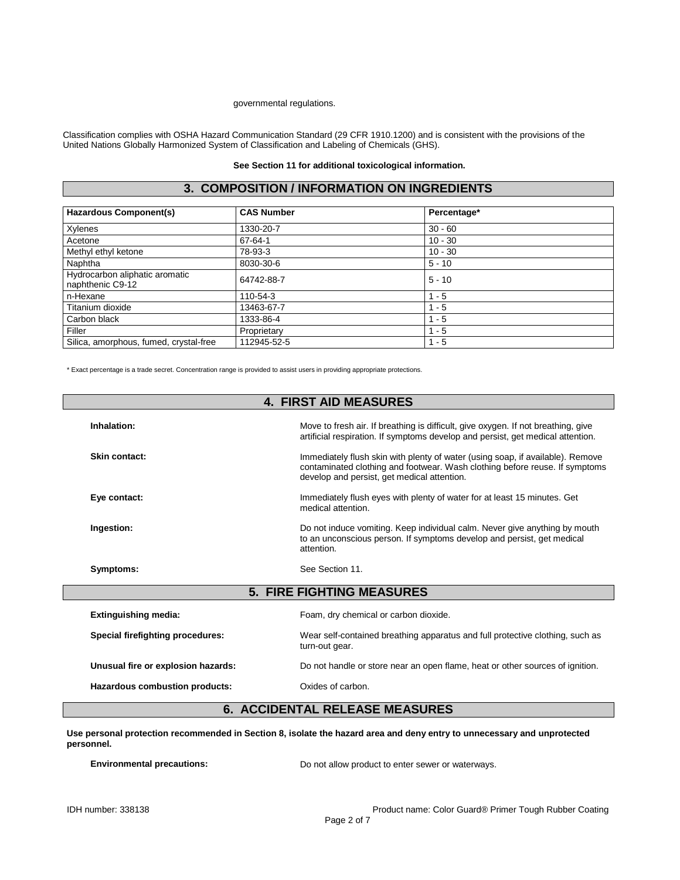governmental regulations.

Classification complies with OSHA Hazard Communication Standard (29 CFR 1910.1200) and is consistent with the provisions of the United Nations Globally Harmonized System of Classification and Labeling of Chemicals (GHS).

**See Section 11 for additional toxicological information.**

## 3. COMPOSITION / INFORMATION ON INGREDIENTS

| Hazardous Component(s) | CAS Number | Percentage* |
|---|---|---|
| Xylenes | 1330-20-7 | 30 - 60 |
| Acetone | 67-64-1 | 10 - 30 |
| Methyl ethyl ketone | 78-93-3 | 10 - 30 |
| Naphtha | 8030-30-6 | 5 - 10 |
| Hydrocarbon aliphatic aromatic naphthenic C9-12 | 64742-88-7 | 5 - 10 |
| n-Hexane | 110-54-3 | 1 - 5 |
| Titanium dioxide | 13463-67-7 | 1 - 5 |
| Carbon black | 1333-86-4 | 1 - 5 |
| Filler | Proprietary | 1 - 5 |
| Silica, amorphous, fumed, crystal-free | 112945-52-5 | 1 - 5 |

* Exact percentage is a trade secret. Concentration range is provided to assist users in providing appropriate protections.

## 4. FIRST AID MEASURES

**Inhalation:** Move to fresh air. If breathing is difficult, give oxygen. If not breathing, give artificial respiration. If symptoms develop and persist, get medical attention.

**Skin contact:** Immediately flush skin with plenty of water (using soap, if available). Remove contaminated clothing and footwear. Wash clothing before reuse. If symptoms develop and persist, get medical attention.

**Eye contact:** Immediately flush eyes with plenty of water for at least 15 minutes. Get medical attention.

**Ingestion:** Do not induce vomiting. Keep individual calm. Never give anything by mouth to an unconscious person. If symptoms develop and persist, get medical attention.

**Symptoms:** See Section 11.

## 5. FIRE FIGHTING MEASURES

**Extinguishing media:** Foam, dry chemical or carbon dioxide.

**Special firefighting procedures:** Wear self-contained breathing apparatus and full protective clothing, such as turn-out gear.

**Unusual fire or explosion hazards:** Do not handle or store near an open flame, heat or other sources of ignition.

**Hazardous combustion products:** Oxides of carbon.

## 6. ACCIDENTAL RELEASE MEASURES

**Use personal protection recommended in Section 8, isolate the hazard area and deny entry to unnecessary and unprotected personnel.**

**Environmental precautions:** Do not allow product to enter sewer or waterways.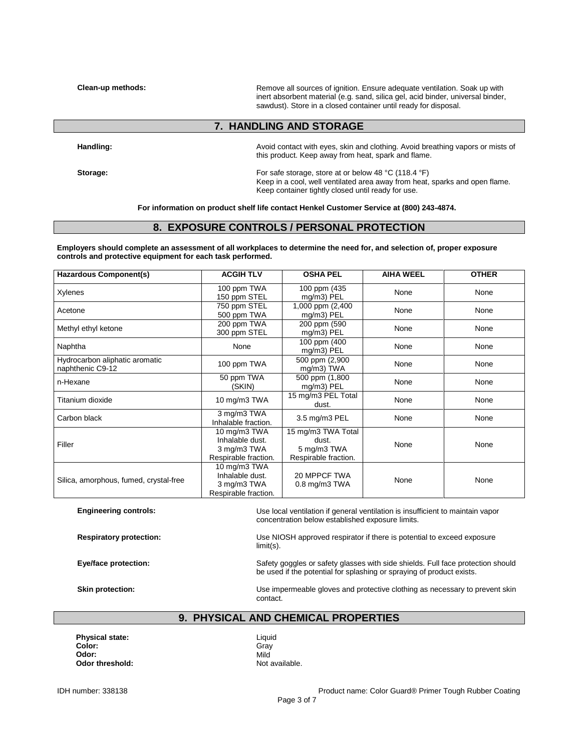**Clean-up methods:** Remove all sources of ignition. Ensure adequate ventilation. Soak up with inert absorbent material (e.g. sand, silica gel, acid binder, universal binder, sawdust). Store in a closed container until ready for disposal.

## 7. HANDLING AND STORAGE

**Handling:** Avoid contact with eyes, skin and clothing. Avoid breathing vapors or mists of this product. Keep away from heat, spark and flame.

**Storage:** For safe storage, store at or below 48 °C (118.4 °F)
Keep in a cool, well ventilated area away from heat, sparks and open flame.
Keep container tightly closed until ready for use.

**For information on product shelf life contact Henkel Customer Service at (800) 243-4874.**

## 8. EXPOSURE CONTROLS / PERSONAL PROTECTION

**Employers should complete an assessment of all workplaces to determine the need for, and selection of, proper exposure controls and protective equipment for each task performed.**

| Hazardous Component(s) | ACGIH TLV | OSHA PEL | AIHA WEEL | OTHER |
|---|---|---|---|---|
| Xylenes | 100 ppm TWA<br>150 ppm STEL | 100 ppm (435 mg/m3) PEL | None | None |
| Acetone | 750 ppm STEL<br>500 ppm TWA | 1,000 ppm (2,400 mg/m3) PEL | None | None |
| Methyl ethyl ketone | 200 ppm TWA<br>300 ppm STEL | 200 ppm (590 mg/m3) PEL | None | None |
| Naphtha | None | 100 ppm (400 mg/m3) PEL | None | None |
| Hydrocarbon aliphatic aromatic naphthenic C9-12 | 100 ppm TWA | 500 ppm (2,900 mg/m3) TWA | None | None |
| n-Hexane | 50 ppm TWA (SKIN) | 500 ppm (1,800 mg/m3) PEL | None | None |
| Titanium dioxide | 10 mg/m3 TWA | 15 mg/m3 PEL Total dust. | None | None |
| Carbon black | 3 mg/m3 TWA Inhalable fraction. | 3.5 mg/m3 PEL | None | None |
| Filler | 10 mg/m3 TWA Inhalable dust.<br>3 mg/m3 TWA Respirable fraction. | 15 mg/m3 TWA Total dust.<br>5 mg/m3 TWA Respirable fraction. | None | None |
| Silica, amorphous, fumed, crystal-free | 10 mg/m3 TWA Inhalable dust.<br>3 mg/m3 TWA Respirable fraction. | 20 MPPCF TWA<br>0.8 mg/m3 TWA | None | None |

**Engineering controls:** Use local ventilation if general ventilation is insufficient to maintain vapor concentration below established exposure limits.

**Respiratory protection:** Use NIOSH approved respirator if there is potential to exceed exposure limit(s).

**Eye/face protection:** Safety goggles or safety glasses with side shields. Full face protection should be used if the potential for splashing or spraying of product exists.

**Skin protection:** Use impermeable gloves and protective clothing as necessary to prevent skin contact.

## 9. PHYSICAL AND CHEMICAL PROPERTIES

**Physical state:** Liquid
**Color:** Gray
**Odor:** Mild
**Odor threshold:** Not available.

IDH number: 338138 Product name: Color Guard® Primer Tough Rubber Coating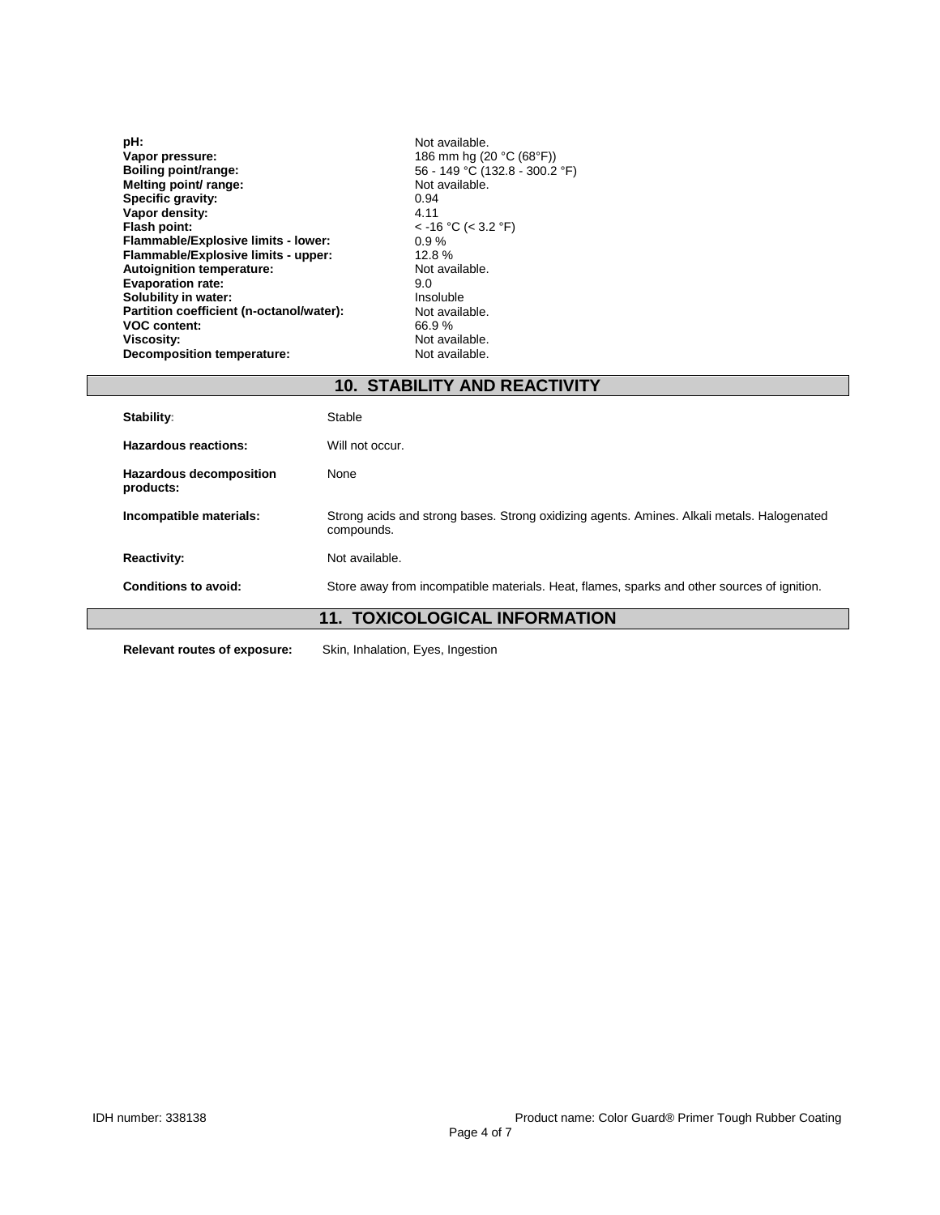| | |
|---|---|
| **pH:** | Not available. |
| **Vapor pressure:** | 186 mm hg (20 °C (68°F)) |
| **Boiling point/range:** | 56 - 149 °C (132.8 - 300.2 °F) |
| **Melting point/ range:** | Not available. |
| **Specific gravity:** | 0.94 |
| **Vapor density:** | 4.11 |
| **Flash point:** | < -16 °C (< 3.2 °F) |
| **Flammable/Explosive limits - lower:** | 0.9 % |
| **Flammable/Explosive limits - upper:** | 12.8 % |
| **Autoignition temperature:** | Not available. |
| **Evaporation rate:** | 9.0 |
| **Solubility in water:** | Insoluble |
| **Partition coefficient (n-octanol/water):** | Not available. |
| **VOC content:** | 66.9 % |
| **Viscosity:** | Not available. |
| **Decomposition temperature:** | Not available. |

## 10. STABILITY AND REACTIVITY

| | |
|---|---|
| **Stability:** | Stable |
| **Hazardous reactions:** | Will not occur. |
| **Hazardous decomposition products:** | None |
| **Incompatible materials:** | Strong acids and strong bases. Strong oxidizing agents. Amines. Alkali metals. Halogenated compounds. |
| **Reactivity:** | Not available. |
| **Conditions to avoid:** | Store away from incompatible materials. Heat, flames, sparks and other sources of ignition. |

## 11. TOXICOLOGICAL INFORMATION

**Relevant routes of exposure:** Skin, Inhalation, Eyes, Ingestion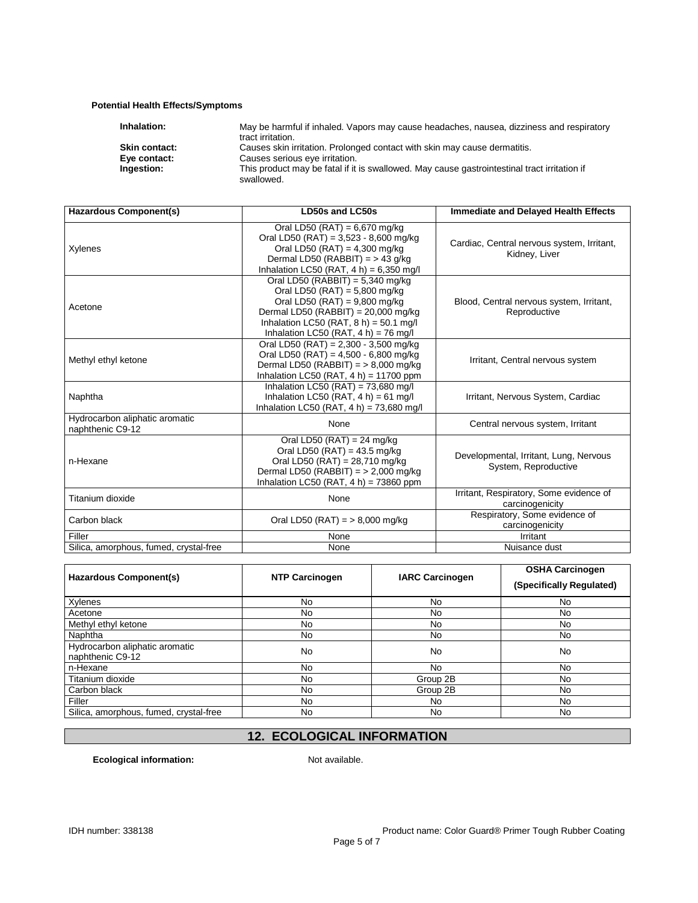**Potential Health Effects/Symptoms**

**Inhalation:** May be harmful if inhaled. Vapors may cause headaches, nausea, dizziness and respiratory tract irritation.

**Skin contact:** Causes skin irritation. Prolonged contact with skin may cause dermatitis.

**Eye contact:** Causes serious eye irritation.

**Ingestion:** This product may be fatal if it is swallowed. May cause gastrointestinal tract irritation if swallowed.

| Hazardous Component(s) | LD50s and LC50s | Immediate and Delayed Health Effects |
|---|---|---|
| Xylenes | Oral LD50 (RAT) = 6,670 mg/kg<br>Oral LD50 (RAT) = 3,523 - 8,600 mg/kg<br>Oral LD50 (RAT) = 4,300 mg/kg<br>Dermal LD50 (RABBIT) = > 43 g/kg<br>Inhalation LC50 (RAT, 4 h) = 6,350 mg/l | Cardiac, Central nervous system, Irritant, Kidney, Liver |
| Acetone | Oral LD50 (RABBIT) = 5,340 mg/kg<br>Oral LD50 (RAT) = 5,800 mg/kg<br>Oral LD50 (RAT) = 9,800 mg/kg<br>Dermal LD50 (RABBIT) = 20,000 mg/kg<br>Inhalation LC50 (RAT, 8 h) = 50.1 mg/l<br>Inhalation LC50 (RAT, 4 h) = 76 mg/l | Blood, Central nervous system, Irritant, Reproductive |
| Methyl ethyl ketone | Oral LD50 (RAT) = 2,300 - 3,500 mg/kg<br>Oral LD50 (RAT) = 4,500 - 6,800 mg/kg<br>Dermal LD50 (RABBIT) = > 8,000 mg/kg<br>Inhalation LC50 (RAT, 4 h) = 11700 ppm | Irritant, Central nervous system |
| Naphtha | Inhalation LC50 (RAT) = 73,680 mg/l<br>Inhalation LC50 (RAT, 4 h) = 61 mg/l<br>Inhalation LC50 (RAT, 4 h) = 73,680 mg/l | Irritant, Nervous System, Cardiac |
| Hydrocarbon aliphatic aromatic naphthenic C9-12 | None | Central nervous system, Irritant |
| n-Hexane | Oral LD50 (RAT) = 24 mg/kg<br>Oral LD50 (RAT) = 43.5 mg/kg<br>Oral LD50 (RAT) = 28,710 mg/kg<br>Dermal LD50 (RABBIT) = > 2,000 mg/kg<br>Inhalation LC50 (RAT, 4 h) = 73860 ppm | Developmental, Irritant, Lung, Nervous System, Reproductive |
| Titanium dioxide | None | Irritant, Respiratory, Some evidence of carcinogenicity |
| Carbon black | Oral LD50 (RAT) = > 8,000 mg/kg | Respiratory, Some evidence of carcinogenicity |
| Filler | None | Irritant |
| Silica, amorphous, fumed, crystal-free | None | Nuisance dust |

| Hazardous Component(s) | NTP Carcinogen | IARC Carcinogen | OSHA Carcinogen (Specifically Regulated) |
|---|---|---|---|
| Xylenes | No | No | No |
| Acetone | No | No | No |
| Methyl ethyl ketone | No | No | No |
| Naphtha | No | No | No |
| Hydrocarbon aliphatic aromatic naphthenic C9-12 | No | No | No |
| n-Hexane | No | No | No |
| Titanium dioxide | No | Group 2B | No |
| Carbon black | No | Group 2B | No |
| Filler | No | No | No |
| Silica, amorphous, fumed, crystal-free | No | No | No |

## 12. ECOLOGICAL INFORMATION

**Ecological information:** Not available.

IDH number: 338138 Product name: Color Guard® Primer Tough Rubber Coating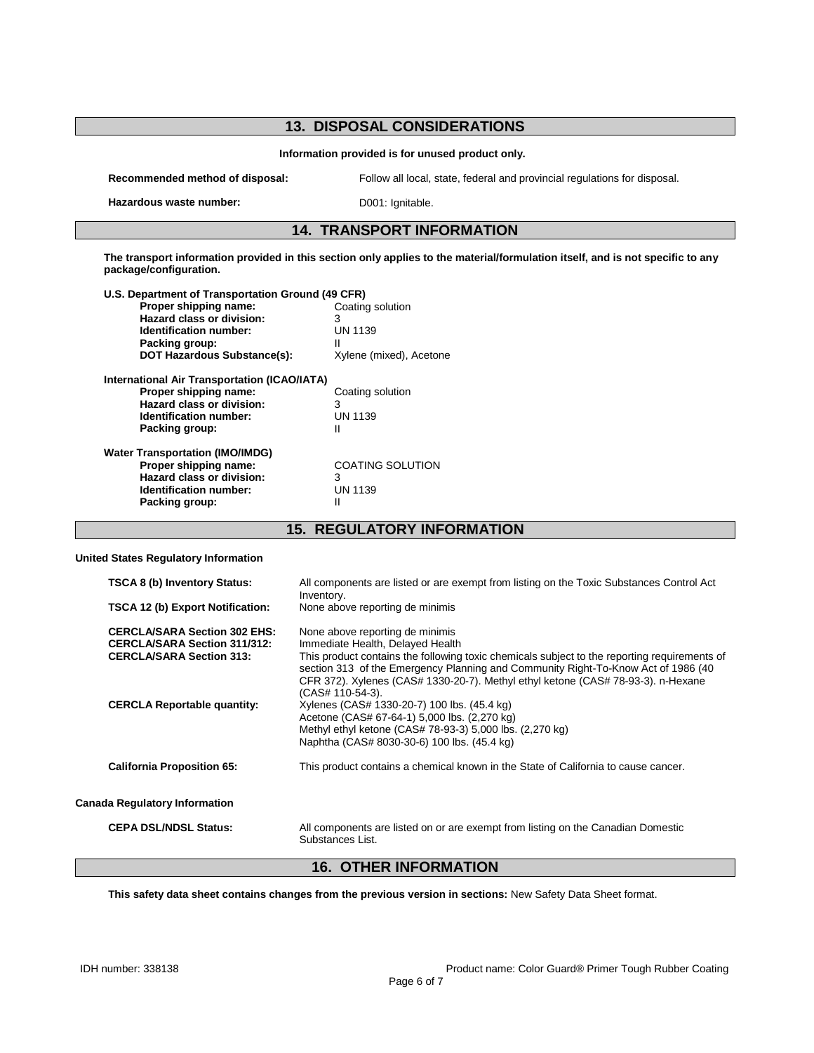## 13. DISPOSAL CONSIDERATIONS

**Information provided is for unused product only.**

| | |
|---|---|
| **Recommended method of disposal:** | Follow all local, state, federal and provincial regulations for disposal. |
| **Hazardous waste number:** | D001: Ignitable. |

## 14. TRANSPORT INFORMATION

**The transport information provided in this section only applies to the material/formulation itself, and is not specific to any package/configuration.**

**U.S. Department of Transportation Ground (49 CFR)**

| | |
|---|---|
| **Proper shipping name:** | Coating solution |
| **Hazard class or division:** | 3 |
| **Identification number:** | UN 1139 |
| **Packing group:** | II |
| **DOT Hazardous Substance(s):** | Xylene (mixed), Acetone |

**International Air Transportation (ICAO/IATA)**

| | |
|---|---|
| **Proper shipping name:** | Coating solution |
| **Hazard class or division:** | 3 |
| **Identification number:** | UN 1139 |
| **Packing group:** | II |

**Water Transportation (IMO/IMDG)**

| | |
|---|---|
| **Proper shipping name:** | COATING SOLUTION |
| **Hazard class or division:** | 3 |
| **Identification number:** | UN 1139 |
| **Packing group:** | II |

## 15. REGULATORY INFORMATION

**United States Regulatory Information**

| | |
|---|---|
| **TSCA 8 (b) Inventory Status:** | All components are listed or are exempt from listing on the Toxic Substances Control Act Inventory. |
| **TSCA 12 (b) Export Notification:** | None above reporting de minimis |
| **CERCLA/SARA Section 302 EHS:** | None above reporting de minimis |
| **CERCLA/SARA Section 311/312:** | Immediate Health, Delayed Health |
| **CERCLA/SARA Section 313:** | This product contains the following toxic chemicals subject to the reporting requirements of section 313 of the Emergency Planning and Community Right-To-Know Act of 1986 (40 CFR 372). Xylenes (CAS# 1330-20-7). Methyl ethyl ketone (CAS# 78-93-3). n-Hexane (CAS# 110-54-3). |
| **CERCLA Reportable quantity:** | Xylenes (CAS# 1330-20-7) 100 lbs. (45.4 kg)<br>Acetone (CAS# 67-64-1) 5,000 lbs. (2,270 kg)<br>Methyl ethyl ketone (CAS# 78-93-3) 5,000 lbs. (2,270 kg)<br>Naphtha (CAS# 8030-30-6) 100 lbs. (45.4 kg) |
| **California Proposition 65:** | This product contains a chemical known in the State of California to cause cancer. |

**Canada Regulatory Information**

| | |
|---|---|
| **CEPA DSL/NDSL Status:** | All components are listed on or are exempt from listing on the Canadian Domestic Substances List. |

## 16. OTHER INFORMATION

**This safety data sheet contains changes from the previous version in sections:** New Safety Data Sheet format.

IDH number: 338138 Product name: Color Guard® Primer Tough Rubber Coating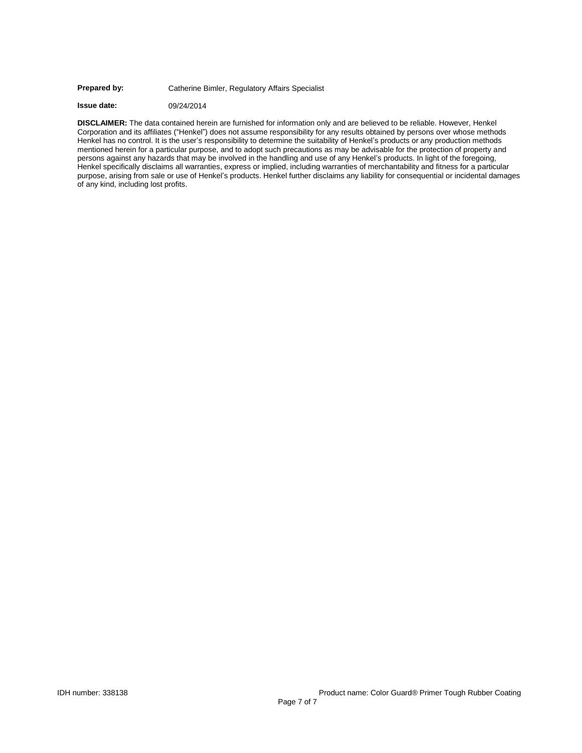**Prepared by:** Catherine Bimler, Regulatory Affairs Specialist

**Issue date:** 09/24/2014

**DISCLAIMER:** The data contained herein are furnished for information only and are believed to be reliable. However, Henkel Corporation and its affiliates ("Henkel") does not assume responsibility for any results obtained by persons over whose methods Henkel has no control. It is the user's responsibility to determine the suitability of Henkel's products or any production methods mentioned herein for a particular purpose, and to adopt such precautions as may be advisable for the protection of property and persons against any hazards that may be involved in the handling and use of any Henkel's products. In light of the foregoing, Henkel specifically disclaims all warranties, express or implied, including warranties of merchantability and fitness for a particular purpose, arising from sale or use of Henkel's products. Henkel further disclaims any liability for consequential or incidental damages of any kind, including lost profits.